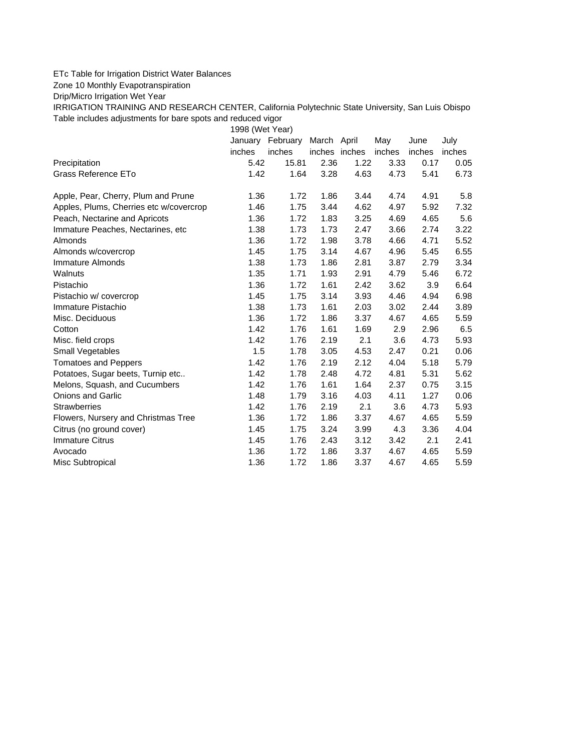ETc Table for Irrigation District Water Balances

Zone 10 Monthly Evapotranspiration

Drip/Micro Irrigation Wet Year

IRRIGATION TRAINING AND RESEARCH CENTER, California Polytechnic State University, San Luis Obispo

Table includes adjustments for bare spots and reduced vigor

| | 1998 (Wet Year) | | | | | | |
|---|---|---|---|---|---|---|---|
| | January | February | March | April | May | June | July |
| | inches | inches | inches | inches | inches | inches | inches |
| Precipitation | 5.42 | 15.81 | 2.36 | 1.22 | 3.33 | 0.17 | 0.05 |
| Grass Reference ETo | 1.42 | 1.64 | 3.28 | 4.63 | 4.73 | 5.41 | 6.73 |
| | | | | | | | |
| Apple, Pear, Cherry, Plum and Prune | 1.36 | 1.72 | 1.86 | 3.44 | 4.74 | 4.91 | 5.8 |
| Apples, Plums, Cherries etc w/covercrop | 1.46 | 1.75 | 3.44 | 4.62 | 4.97 | 5.92 | 7.32 |
| Peach, Nectarine and Apricots | 1.36 | 1.72 | 1.83 | 3.25 | 4.69 | 4.65 | 5.6 |
| Immature Peaches, Nectarines, etc | 1.38 | 1.73 | 1.73 | 2.47 | 3.66 | 2.74 | 3.22 |
| Almonds | 1.36 | 1.72 | 1.98 | 3.78 | 4.66 | 4.71 | 5.52 |
| Almonds w/covercrop | 1.45 | 1.75 | 3.14 | 4.67 | 4.96 | 5.45 | 6.55 |
| Immature Almonds | 1.38 | 1.73 | 1.86 | 2.81 | 3.87 | 2.79 | 3.34 |
| Walnuts | 1.35 | 1.71 | 1.93 | 2.91 | 4.79 | 5.46 | 6.72 |
| Pistachio | 1.36 | 1.72 | 1.61 | 2.42 | 3.62 | 3.9 | 6.64 |
| Pistachio w/ covercrop | 1.45 | 1.75 | 3.14 | 3.93 | 4.46 | 4.94 | 6.98 |
| Immature Pistachio | 1.38 | 1.73 | 1.61 | 2.03 | 3.02 | 2.44 | 3.89 |
| Misc. Deciduous | 1.36 | 1.72 | 1.86 | 3.37 | 4.67 | 4.65 | 5.59 |
| Cotton | 1.42 | 1.76 | 1.61 | 1.69 | 2.9 | 2.96 | 6.5 |
| Misc. field crops | 1.42 | 1.76 | 2.19 | 2.1 | 3.6 | 4.73 | 5.93 |
| Small Vegetables | 1.5 | 1.78 | 3.05 | 4.53 | 2.47 | 0.21 | 0.06 |
| Tomatoes and Peppers | 1.42 | 1.76 | 2.19 | 2.12 | 4.04 | 5.18 | 5.79 |
| Potatoes, Sugar beets, Turnip etc.. | 1.42 | 1.78 | 2.48 | 4.72 | 4.81 | 5.31 | 5.62 |
| Melons, Squash, and Cucumbers | 1.42 | 1.76 | 1.61 | 1.64 | 2.37 | 0.75 | 3.15 |
| Onions and Garlic | 1.48 | 1.79 | 3.16 | 4.03 | 4.11 | 1.27 | 0.06 |
| Strawberries | 1.42 | 1.76 | 2.19 | 2.1 | 3.6 | 4.73 | 5.93 |
| Flowers, Nursery and Christmas Tree | 1.36 | 1.72 | 1.86 | 3.37 | 4.67 | 4.65 | 5.59 |
| Citrus (no ground cover) | 1.45 | 1.75 | 3.24 | 3.99 | 4.3 | 3.36 | 4.04 |
| Immature Citrus | 1.45 | 1.76 | 2.43 | 3.12 | 3.42 | 2.1 | 2.41 |
| Avocado | 1.36 | 1.72 | 1.86 | 3.37 | 4.67 | 4.65 | 5.59 |
| Misc Subtropical | 1.36 | 1.72 | 1.86 | 3.37 | 4.67 | 4.65 | 5.59 |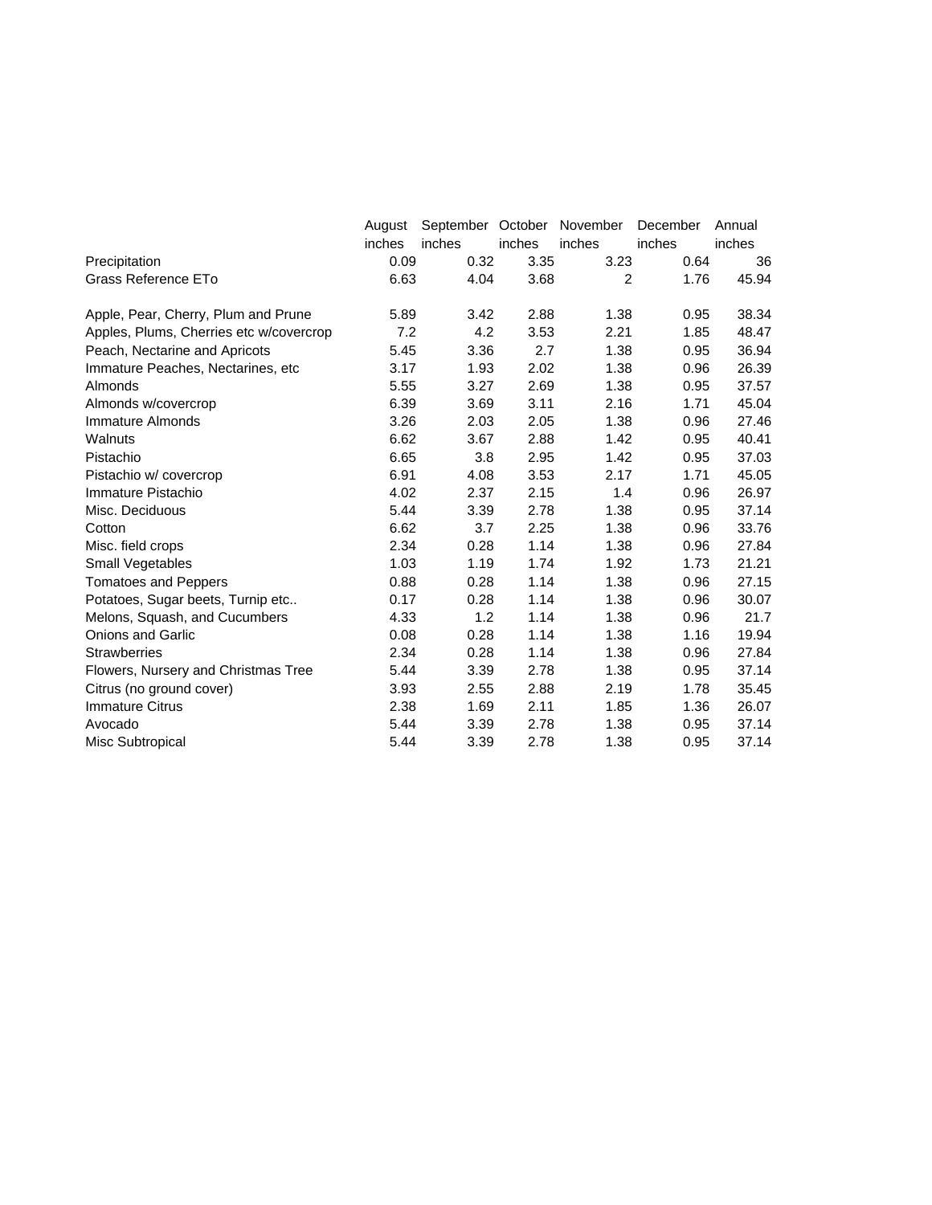| | August inches | September inches | October inches | November inches | December inches | Annual inches |
|---|---|---|---|---|---|---|
| Precipitation | 0.09 | 0.32 | 3.35 | 3.23 | 0.64 | 36 |
| Grass Reference ETo | 6.63 | 4.04 | 3.68 | 2 | 1.76 | 45.94 |
| | | | | | | |
| Apple, Pear, Cherry, Plum and Prune | 5.89 | 3.42 | 2.88 | 1.38 | 0.95 | 38.34 |
| Apples, Plums, Cherries etc w/covercrop | 7.2 | 4.2 | 3.53 | 2.21 | 1.85 | 48.47 |
| Peach, Nectarine and Apricots | 5.45 | 3.36 | 2.7 | 1.38 | 0.95 | 36.94 |
| Immature Peaches, Nectarines, etc | 3.17 | 1.93 | 2.02 | 1.38 | 0.96 | 26.39 |
| Almonds | 5.55 | 3.27 | 2.69 | 1.38 | 0.95 | 37.57 |
| Almonds w/covercrop | 6.39 | 3.69 | 3.11 | 2.16 | 1.71 | 45.04 |
| Immature Almonds | 3.26 | 2.03 | 2.05 | 1.38 | 0.96 | 27.46 |
| Walnuts | 6.62 | 3.67 | 2.88 | 1.42 | 0.95 | 40.41 |
| Pistachio | 6.65 | 3.8 | 2.95 | 1.42 | 0.95 | 37.03 |
| Pistachio w/ covercrop | 6.91 | 4.08 | 3.53 | 2.17 | 1.71 | 45.05 |
| Immature Pistachio | 4.02 | 2.37 | 2.15 | 1.4 | 0.96 | 26.97 |
| Misc. Deciduous | 5.44 | 3.39 | 2.78 | 1.38 | 0.95 | 37.14 |
| Cotton | 6.62 | 3.7 | 2.25 | 1.38 | 0.96 | 33.76 |
| Misc. field crops | 2.34 | 0.28 | 1.14 | 1.38 | 0.96 | 27.84 |
| Small Vegetables | 1.03 | 1.19 | 1.74 | 1.92 | 1.73 | 21.21 |
| Tomatoes and Peppers | 0.88 | 0.28 | 1.14 | 1.38 | 0.96 | 27.15 |
| Potatoes, Sugar beets, Turnip etc.. | 0.17 | 0.28 | 1.14 | 1.38 | 0.96 | 30.07 |
| Melons, Squash, and Cucumbers | 4.33 | 1.2 | 1.14 | 1.38 | 0.96 | 21.7 |
| Onions and Garlic | 0.08 | 0.28 | 1.14 | 1.38 | 1.16 | 19.94 |
| Strawberries | 2.34 | 0.28 | 1.14 | 1.38 | 0.96 | 27.84 |
| Flowers, Nursery and Christmas Tree | 5.44 | 3.39 | 2.78 | 1.38 | 0.95 | 37.14 |
| Citrus (no ground cover) | 3.93 | 2.55 | 2.88 | 2.19 | 1.78 | 35.45 |
| Immature Citrus | 2.38 | 1.69 | 2.11 | 1.85 | 1.36 | 26.07 |
| Avocado | 5.44 | 3.39 | 2.78 | 1.38 | 0.95 | 37.14 |
| Misc Subtropical | 5.44 | 3.39 | 2.78 | 1.38 | 0.95 | 37.14 |